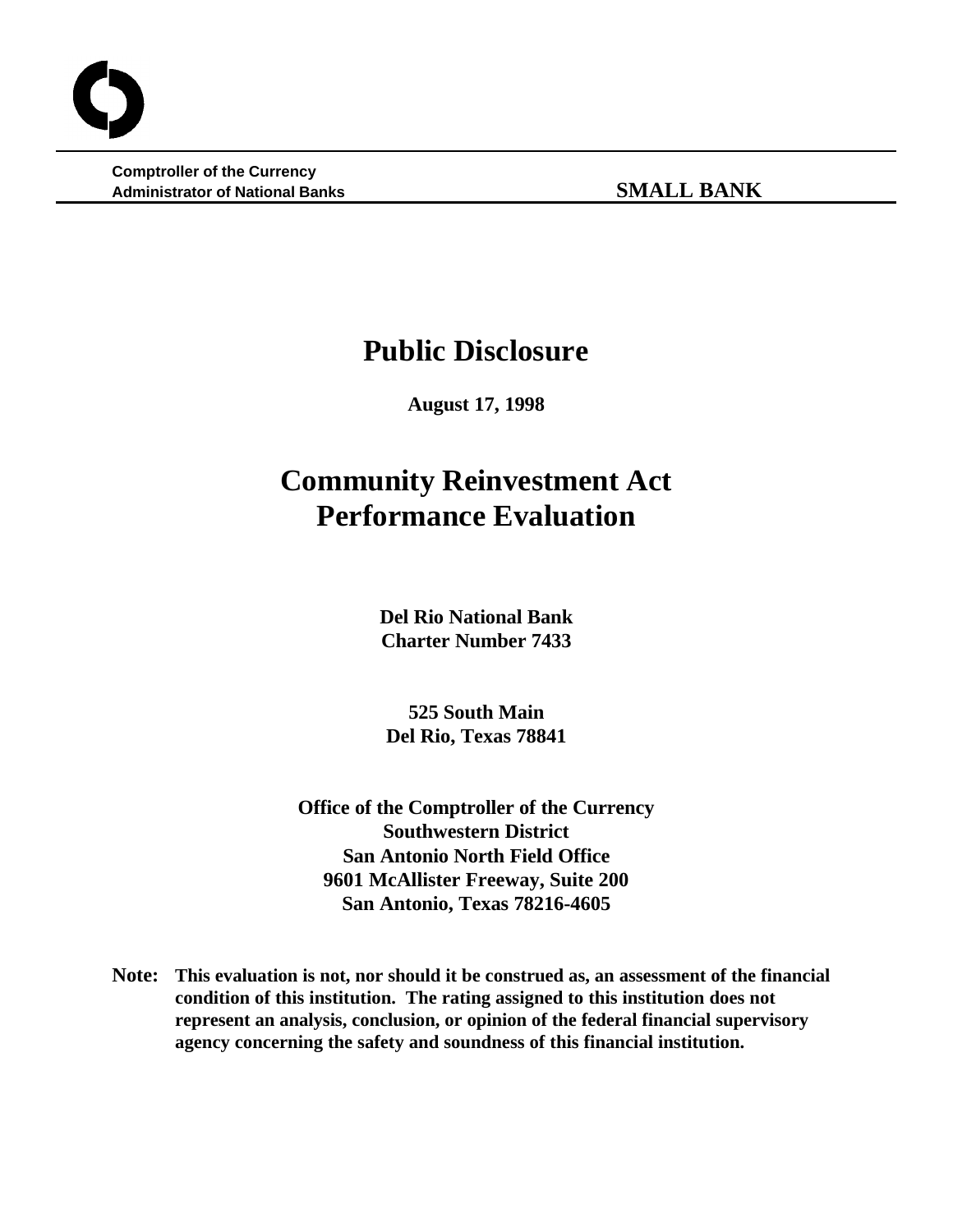**Comptroller of the Currency**
**Administrator of National Banks** **SMALL BANK**

# Public Disclosure

**August 17, 1998**

# Community Reinvestment Act Performance Evaluation

**Del Rio National Bank**
**Charter Number 7433**

**525 South Main**
**Del Rio, Texas 78841**

**Office of the Comptroller of the Currency**
**Southwestern District**
**San Antonio North Field Office**
**9601 McAllister Freeway, Suite 200**
**San Antonio, Texas 78216-4605**

**Note: This evaluation is not, nor should it be construed as, an assessment of the financial condition of this institution. The rating assigned to this institution does not represent an analysis, conclusion, or opinion of the federal financial supervisory agency concerning the safety and soundness of this financial institution.**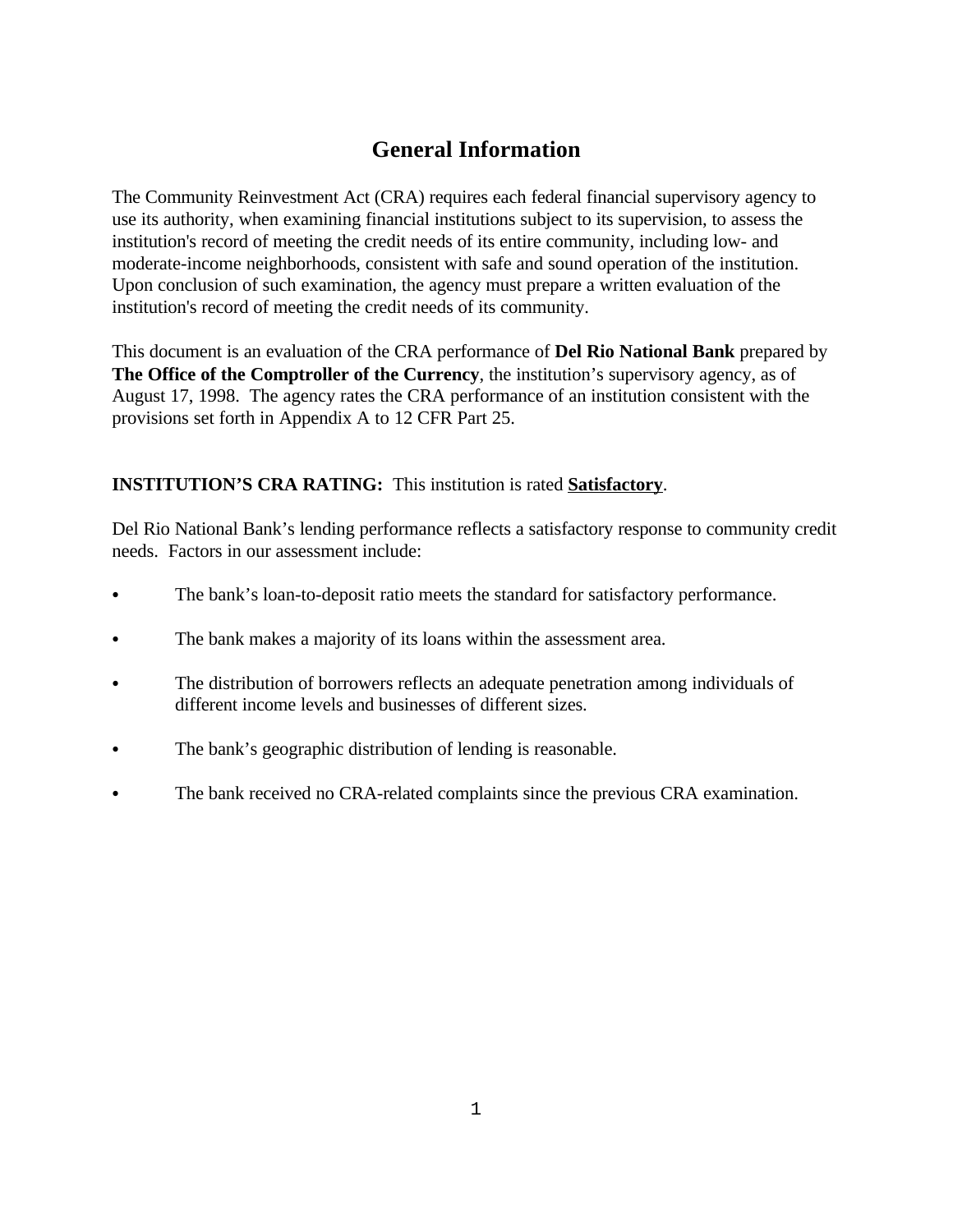# General Information

The Community Reinvestment Act (CRA) requires each federal financial supervisory agency to use its authority, when examining financial institutions subject to its supervision, to assess the institution's record of meeting the credit needs of its entire community, including low- and moderate-income neighborhoods, consistent with safe and sound operation of the institution. Upon conclusion of such examination, the agency must prepare a written evaluation of the institution's record of meeting the credit needs of its community.

This document is an evaluation of the CRA performance of **Del Rio National Bank** prepared by **The Office of the Comptroller of the Currency**, the institution's supervisory agency, as of August 17, 1998. The agency rates the CRA performance of an institution consistent with the provisions set forth in Appendix A to 12 CFR Part 25.

**INSTITUTION'S CRA RATING:** This institution is rated **Satisfactory**.

Del Rio National Bank's lending performance reflects a satisfactory response to community credit needs. Factors in our assessment include:

- The bank's loan-to-deposit ratio meets the standard for satisfactory performance.
- The bank makes a majority of its loans within the assessment area.
- The distribution of borrowers reflects an adequate penetration among individuals of different income levels and businesses of different sizes.
- The bank's geographic distribution of lending is reasonable.
- The bank received no CRA-related complaints since the previous CRA examination.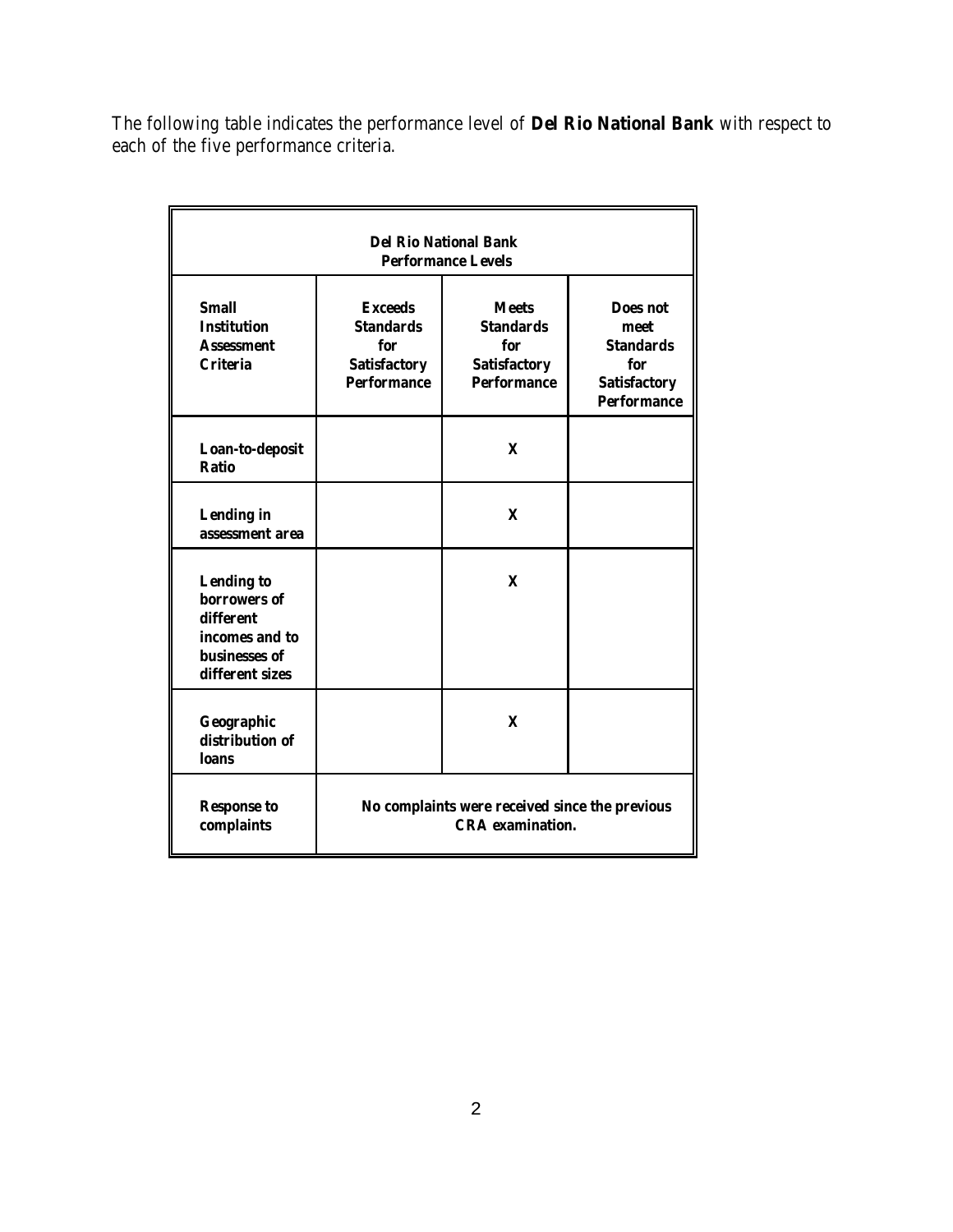The following table indicates the performance level of **Del Rio National Bank** with respect to each of the five performance criteria.

| **Del Rio National Bank Performance Levels** | | | |
|---|---|---|---|
| **Small Institution Assessment Criteria** | **Exceeds Standards for Satisfactory Performance** | **Meets Standards for Satisfactory Performance** | **Does not meet Standards for Satisfactory Performance** |
| **Loan-to-deposit Ratio** | | **X** | |
| **Lending in assessment area** | | **X** | |
| **Lending to borrowers of different incomes and to businesses of different sizes** | | **X** | |
| **Geographic distribution of loans** | | **X** | |
| **Response to complaints** | **No complaints were received since the previous CRA examination.** | | |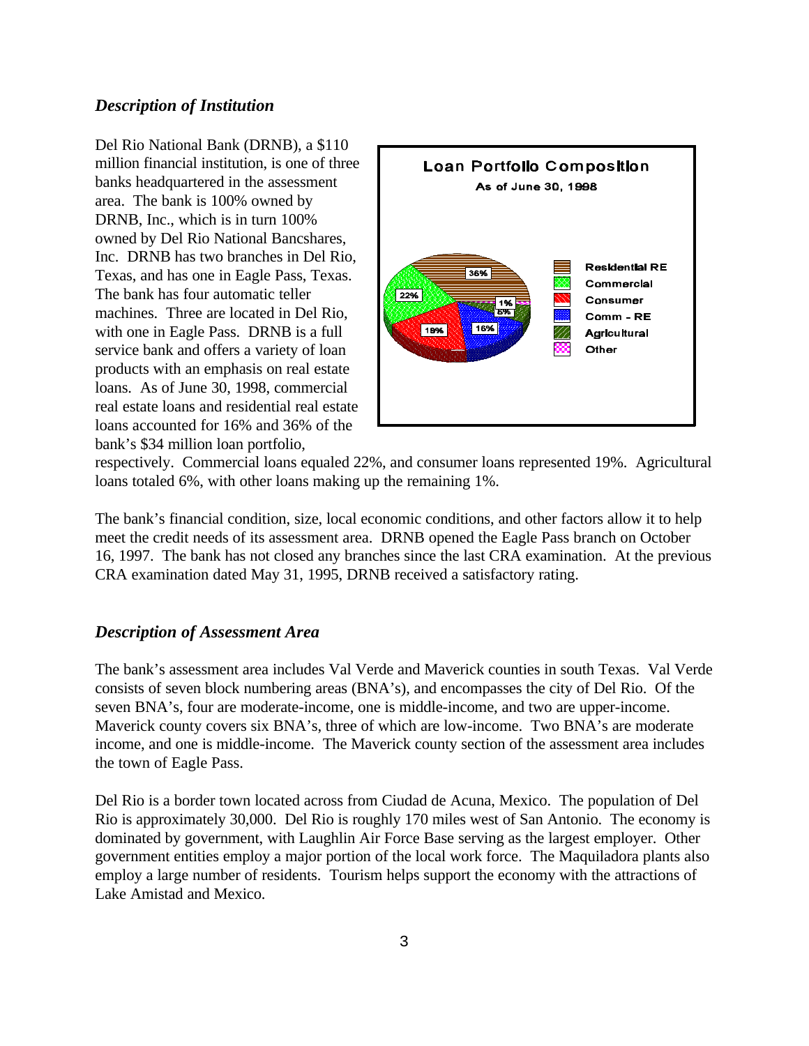## *Description of Institution*

Del Rio National Bank (DRNB), a $110 million financial institution, is one of three banks headquartered in the assessment area. The bank is 100% owned by DRNB, Inc., which is in turn 100% owned by Del Rio National Bancshares, Inc. DRNB has two branches in Del Rio, Texas, and has one in Eagle Pass, Texas. The bank has four automatic teller machines. Three are located in Del Rio, with one in Eagle Pass. DRNB is a full service bank and offers a variety of loan products with an emphasis on real estate loans. As of June 30, 1998, commercial real estate loans and residential real estate loans accounted for 16% and 36% of the bank's $34 million loan portfolio, respectively. Commercial loans equaled 22%, and consumer loans represented 19%. Agricultural loans totaled 6%, with other loans making up the remaining 1%.

**Loan Portfolio Composition**
**As of June 30, 1998**

| Category | Percent |
|---|---|
| Residential RE | 36% |
| Commercial | 22% |
| Consumer | 19% |
| Comm - RE | 16% |
| Agricultural | 6% |
| Other | 1% |

The bank's financial condition, size, local economic conditions, and other factors allow it to help meet the credit needs of its assessment area. DRNB opened the Eagle Pass branch on October 16, 1997. The bank has not closed any branches since the last CRA examination. At the previous CRA examination dated May 31, 1995, DRNB received a satisfactory rating.

## *Description of Assessment Area*

The bank's assessment area includes Val Verde and Maverick counties in south Texas. Val Verde consists of seven block numbering areas (BNA's), and encompasses the city of Del Rio. Of the seven BNA's, four are moderate-income, one is middle-income, and two are upper-income. Maverick county covers six BNA's, three of which are low-income. Two BNA's are moderate income, and one is middle-income. The Maverick county section of the assessment area includes the town of Eagle Pass.

Del Rio is a border town located across from Ciudad de Acuna, Mexico. The population of Del Rio is approximately 30,000. Del Rio is roughly 170 miles west of San Antonio. The economy is dominated by government, with Laughlin Air Force Base serving as the largest employer. Other government entities employ a major portion of the local work force. The Maquiladora plants also employ a large number of residents. Tourism helps support the economy with the attractions of Lake Amistad and Mexico.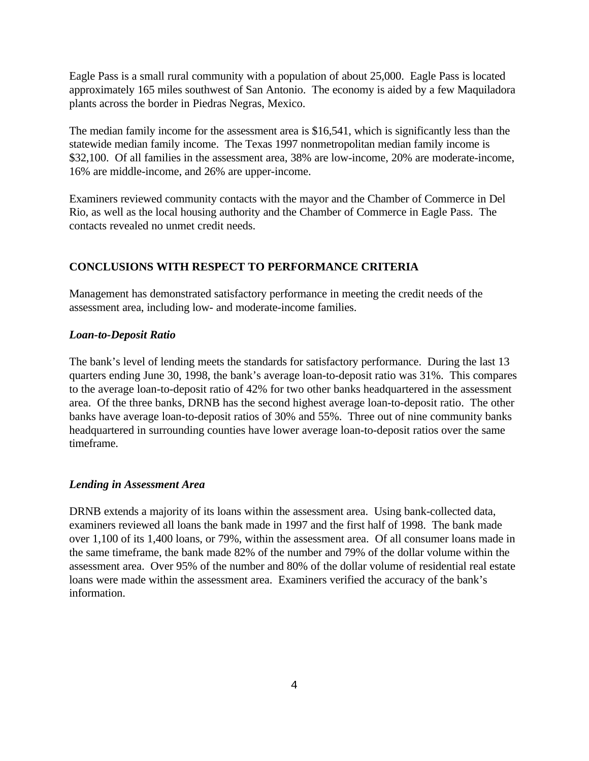Eagle Pass is a small rural community with a population of about 25,000. Eagle Pass is located approximately 165 miles southwest of San Antonio. The economy is aided by a few Maquiladora plants across the border in Piedras Negras, Mexico.

The median family income for the assessment area is $16,541, which is significantly less than the statewide median family income. The Texas 1997 nonmetropolitan median family income is $32,100. Of all families in the assessment area, 38% are low-income, 20% are moderate-income, 16% are middle-income, and 26% are upper-income.

Examiners reviewed community contacts with the mayor and the Chamber of Commerce in Del Rio, as well as the local housing authority and the Chamber of Commerce in Eagle Pass. The contacts revealed no unmet credit needs.

## CONCLUSIONS WITH RESPECT TO PERFORMANCE CRITERIA

Management has demonstrated satisfactory performance in meeting the credit needs of the assessment area, including low- and moderate-income families.

### *Loan-to-Deposit Ratio*

The bank's level of lending meets the standards for satisfactory performance. During the last 13 quarters ending June 30, 1998, the bank's average loan-to-deposit ratio was 31%. This compares to the average loan-to-deposit ratio of 42% for two other banks headquartered in the assessment area. Of the three banks, DRNB has the second highest average loan-to-deposit ratio. The other banks have average loan-to-deposit ratios of 30% and 55%. Three out of nine community banks headquartered in surrounding counties have lower average loan-to-deposit ratios over the same timeframe.

### *Lending in Assessment Area*

DRNB extends a majority of its loans within the assessment area. Using bank-collected data, examiners reviewed all loans the bank made in 1997 and the first half of 1998. The bank made over 1,100 of its 1,400 loans, or 79%, within the assessment area. Of all consumer loans made in the same timeframe, the bank made 82% of the number and 79% of the dollar volume within the assessment area. Over 95% of the number and 80% of the dollar volume of residential real estate loans were made within the assessment area. Examiners verified the accuracy of the bank's information.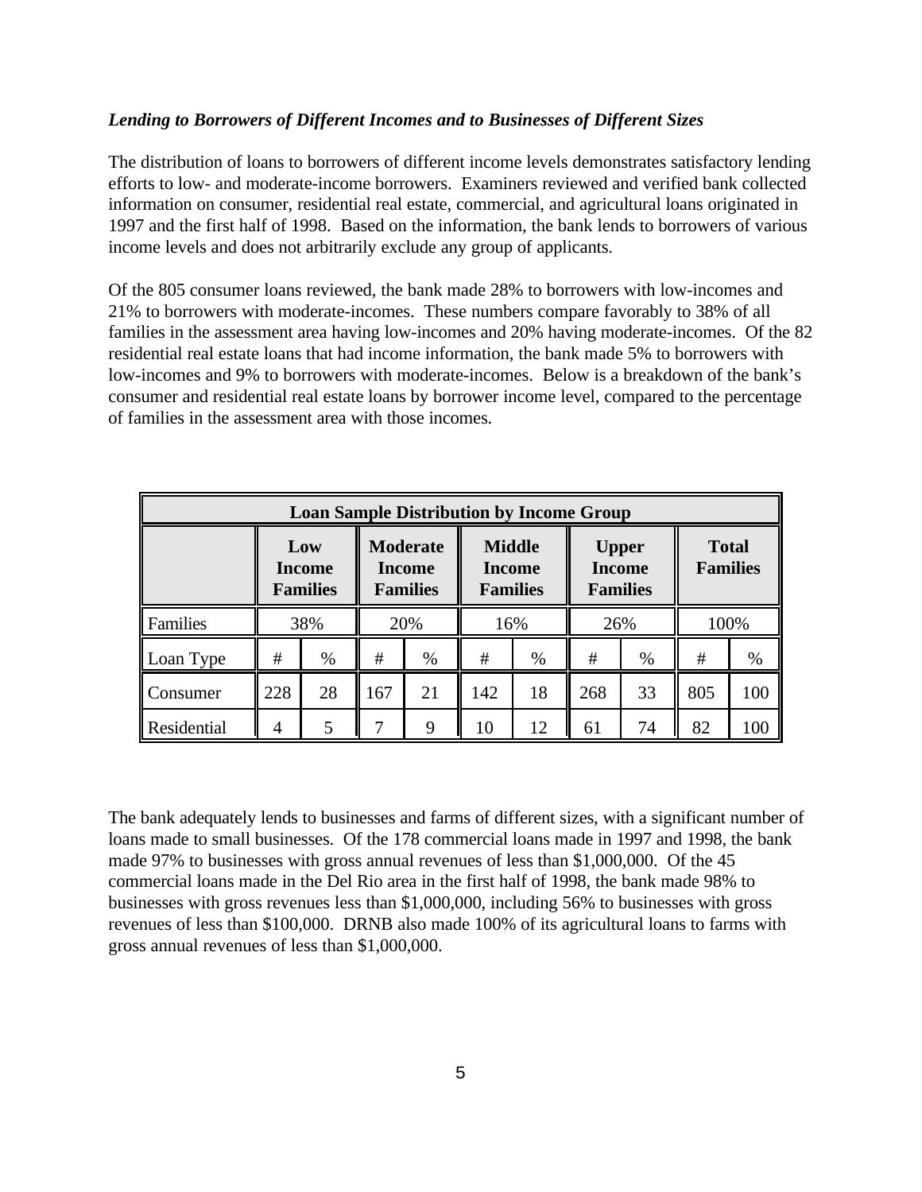### *Lending to Borrowers of Different Incomes and to Businesses of Different Sizes*

The distribution of loans to borrowers of different income levels demonstrates satisfactory lending efforts to low- and moderate-income borrowers. Examiners reviewed and verified bank collected information on consumer, residential real estate, commercial, and agricultural loans originated in 1997 and the first half of 1998. Based on the information, the bank lends to borrowers of various income levels and does not arbitrarily exclude any group of applicants.

Of the 805 consumer loans reviewed, the bank made 28% to borrowers with low-incomes and 21% to borrowers with moderate-incomes. These numbers compare favorably to 38% of all families in the assessment area having low-incomes and 20% having moderate-incomes. Of the 82 residential real estate loans that had income information, the bank made 5% to borrowers with low-incomes and 9% to borrowers with moderate-incomes. Below is a breakdown of the bank's consumer and residential real estate loans by borrower income level, compared to the percentage of families in the assessment area with those incomes.

| Loan Sample Distribution by Income Group | | | | | | | | | | |
|---|---|---|---|---|---|---|---|---|---|---|
| | **Low Income Families** | | **Moderate Income Families** | | **Middle Income Families** | | **Upper Income Families** | | **Total Families** | |
| Families | 38% | | 20% | | 16% | | 26% | | 100% | |
| Loan Type | # | % | # | % | # | % | # | % | # | % |
| Consumer | 228 | 28 | 167 | 21 | 142 | 18 | 268 | 33 | 805 | 100 |
| Residential | 4 | 5 | 7 | 9 | 10 | 12 | 61 | 74 | 82 | 100 |

The bank adequately lends to businesses and farms of different sizes, with a significant number of loans made to small businesses. Of the 178 commercial loans made in 1997 and 1998, the bank made 97% to businesses with gross annual revenues of less than $1,000,000. Of the 45 commercial loans made in the Del Rio area in the first half of 1998, the bank made 98% to businesses with gross revenues less than $1,000,000, including 56% to businesses with gross revenues of less than $100,000. DRNB also made 100% of its agricultural loans to farms with gross annual revenues of less than $1,000,000.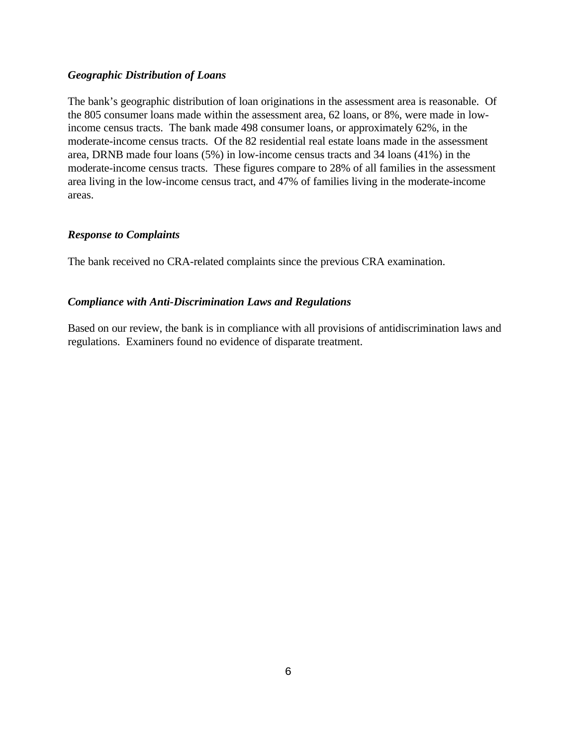*Geographic Distribution of Loans*

The bank's geographic distribution of loan originations in the assessment area is reasonable. Of the 805 consumer loans made within the assessment area, 62 loans, or 8%, were made in low-income census tracts. The bank made 498 consumer loans, or approximately 62%, in the moderate-income census tracts. Of the 82 residential real estate loans made in the assessment area, DRNB made four loans (5%) in low-income census tracts and 34 loans (41%) in the moderate-income census tracts. These figures compare to 28% of all families in the assessment area living in the low-income census tract, and 47% of families living in the moderate-income areas.

*Response to Complaints*

The bank received no CRA-related complaints since the previous CRA examination.

*Compliance with Anti-Discrimination Laws and Regulations*

Based on our review, the bank is in compliance with all provisions of antidiscrimination laws and regulations. Examiners found no evidence of disparate treatment.